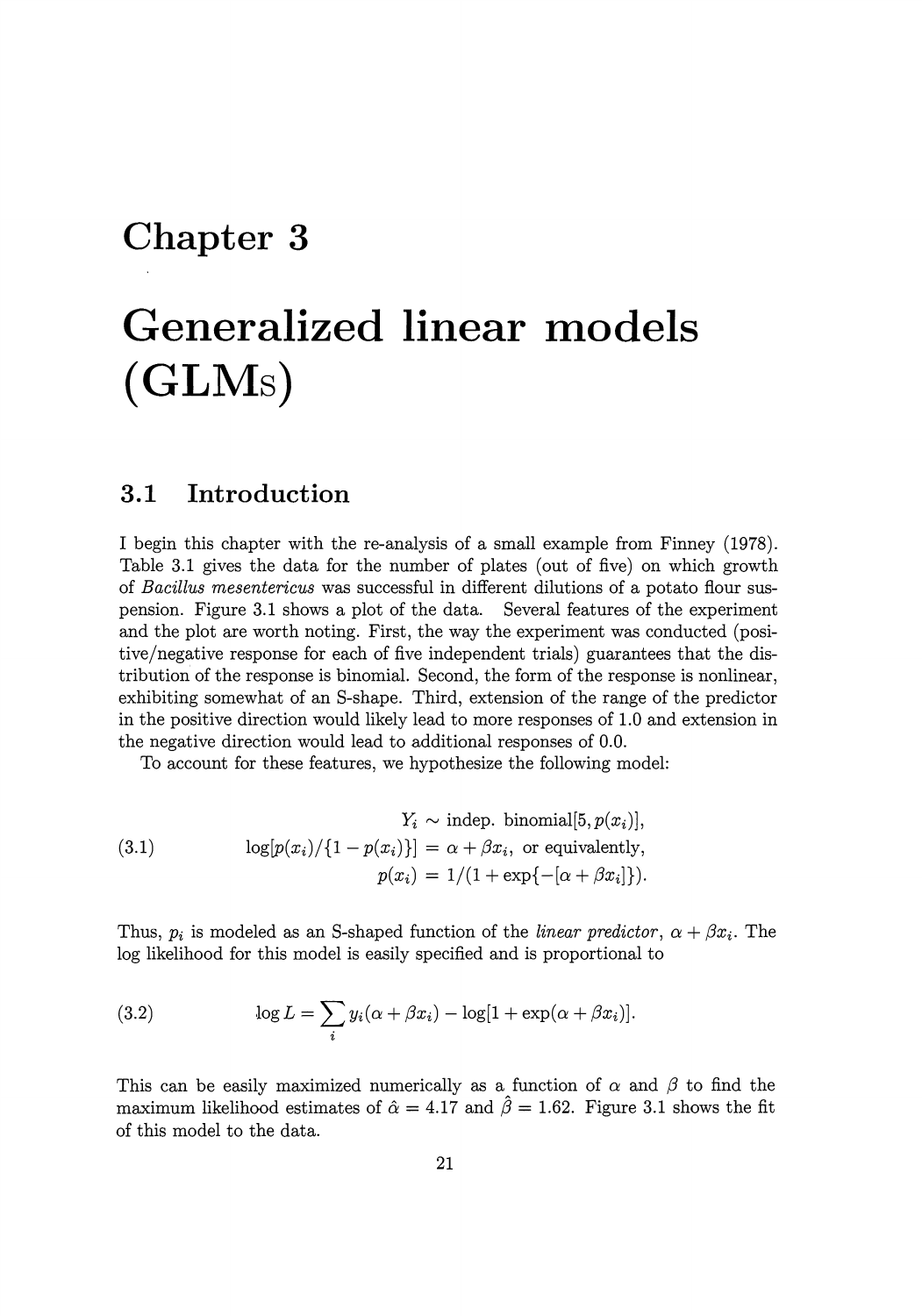# Chapter 3

# Generalized linear models (GLMs)

## 3.1 Introduction

I begin this chapter with the re-analysis of a small example from Finney (1978). Table 3.1 gives the data for the number of plates (out of five) on which growth of *Bacillus mesentericus* was successful in different dilutions of a potato flour suspension. Figure 3.1 shows a plot of the data. Several features of the experiment and the plot are worth noting. First, the way the experiment was conducted (positive/negative response for each of five independent trials) guarantees that the distribution of the response is binomial. Second, the form of the response is nonlinear, exhibiting somewhat of an S-shape. Third, extension of the range of the predictor in the positive direction would likely lead to more responses of 1.0 and extension in the negative direction would lead to additional responses of 0.0.

To account for these features, we hypothesize the following model:

$$
\begin{aligned}
Y_i &\sim \text{indep. binomial}[5, p(x_i)], \\
\log[p(x_i)/\{1 - p(x_i)\}] &= \alpha + \beta x_i, \text{ or equivalently,} \\
p(x_i) &= 1/(1 + \exp\{-[\alpha + \beta x_i]\}).
\end{aligned}
\tag{3.1}
$$

Thus, $p_i$ is modeled as an S-shaped function of the *linear predictor*, $\alpha + \beta x_i$. The log likelihood for this model is easily specified and is proportional to

$$
\log L = \sum_i y_i(\alpha + \beta x_i) - \log[1 + \exp(\alpha + \beta x_i)].
\tag{3.2}
$$

This can be easily maximized numerically as a function of $\alpha$ and $\beta$ to find the maximum likelihood estimates of $\hat{\alpha} = 4.17$ and $\hat{\beta} = 1.62$. Figure 3.1 shows the fit of this model to the data.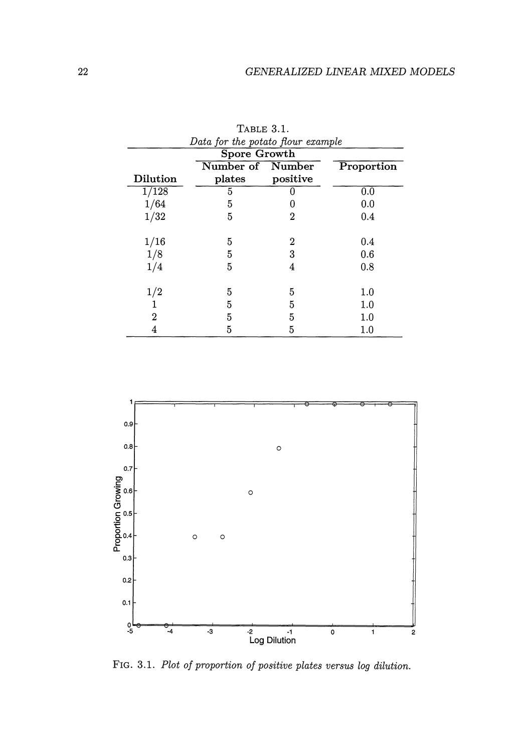TABLE 3.1.
*Data for the potato flour example*

| Dilution | Spore Growth: Number of plates | Spore Growth: Number positive | Proportion |
|---|---|---|---|
| 1/128 | 5 | 0 | 0.0 |
| 1/64 | 5 | 0 | 0.0 |
| 1/32 | 5 | 2 | 0.4 |
| 1/16 | 5 | 2 | 0.4 |
| 1/8 | 5 | 3 | 0.6 |
| 1/4 | 5 | 4 | 0.8 |
| 1/2 | 5 | 5 | 1.0 |
| 1 | 5 | 5 | 1.0 |
| 2 | 5 | 5 | 1.0 |
| 4 | 5 | 5 | 1.0 |

FIG. 3.1. *Plot of proportion of positive plates versus log dilution.*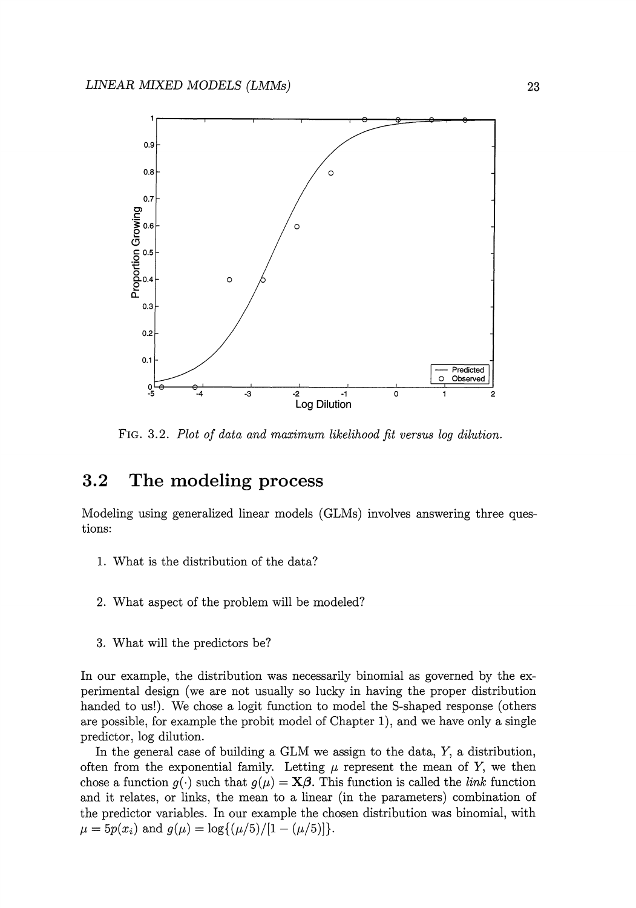FIG. 3.2. *Plot of data and maximum likelihood fit versus log dilution.*

## 3.2 The modeling process

Modeling using generalized linear models (GLMs) involves answering three questions:

1. What is the distribution of the data?

2. What aspect of the problem will be modeled?

3. What will the predictors be?

In our example, the distribution was necessarily binomial as governed by the experimental design (we are not usually so lucky in having the proper distribution handed to us!). We chose a logit function to model the S-shaped response (others are possible, for example the probit model of Chapter 1), and we have only a single predictor, log dilution.

In the general case of building a GLM we assign to the data, $Y$, a distribution, often from the exponential family. Letting $\mu$ represent the mean of $Y$, we then chose a function $g(\cdot)$ such that $g(\mu) = \mathbf{X}\boldsymbol{\beta}$. This function is called the *link* function and it relates, or links, the mean to a linear (in the parameters) combination of the predictor variables. In our example the chosen distribution was binomial, with $\mu = 5p(x_i)$ and $g(\mu) = \log\{(\mu/5)/[1 - (\mu/5)]\}$.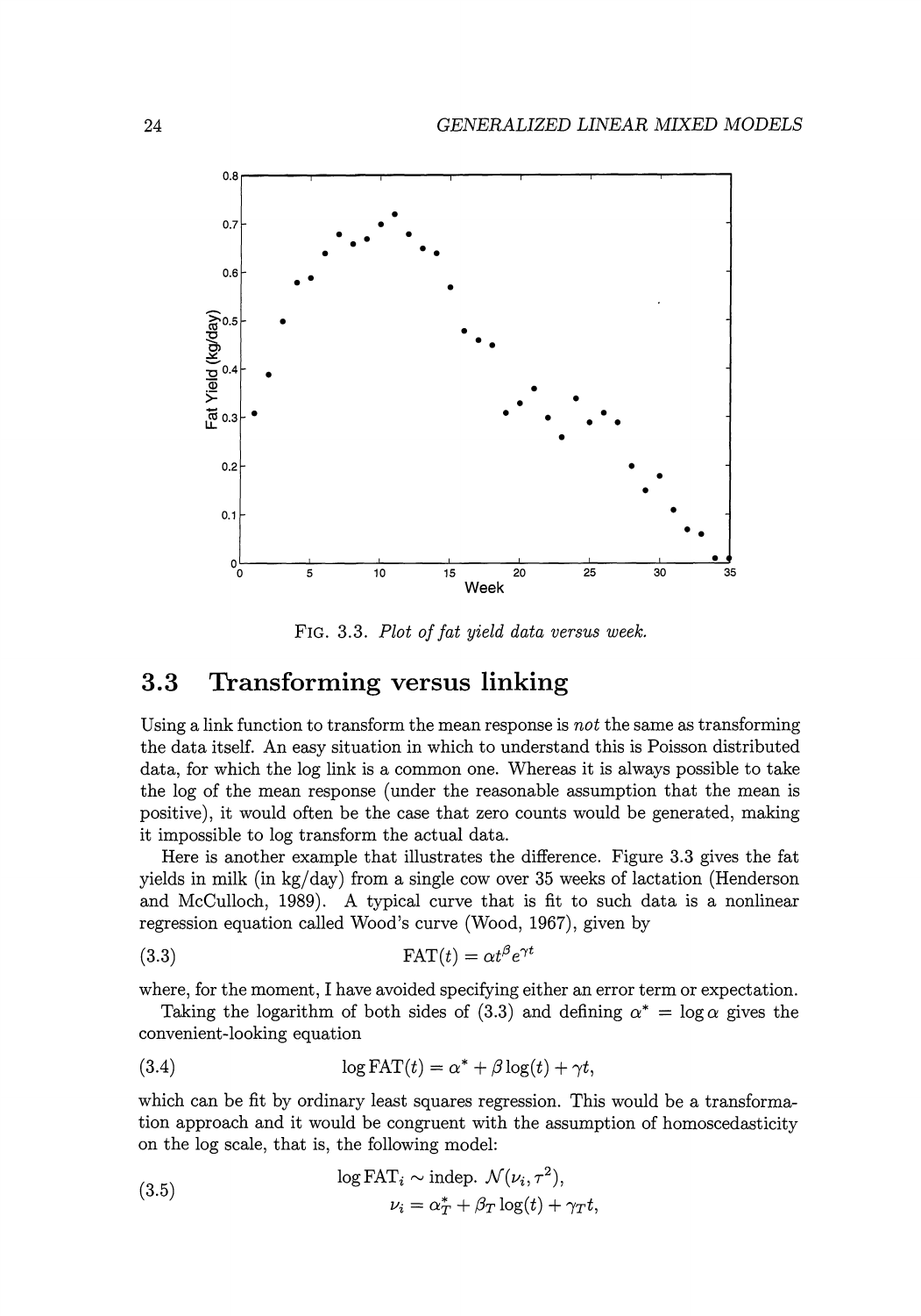FIG. 3.3. *Plot of fat yield data versus week.*

## 3.3 Transforming versus linking

Using a link function to transform the mean response is *not* the same as transforming the data itself. An easy situation in which to understand this is Poisson distributed data, for which the log link is a common one. Whereas it is always possible to take the log of the mean response (under the reasonable assumption that the mean is positive), it would often be the case that zero counts would be generated, making it impossible to log transform the actual data.

Here is another example that illustrates the difference. Figure 3.3 gives the fat yields in milk (in kg/day) from a single cow over 35 weeks of lactation (Henderson and McCulloch, 1989). A typical curve that is fit to such data is a nonlinear regression equation called Wood's curve (Wood, 1967), given by

$$\text{FAT}(t) = \alpha t^{\beta} e^{\gamma t} \tag{3.3}$$

where, for the moment, I have avoided specifying either an error term or expectation.

Taking the logarithm of both sides of (3.3) and defining $\alpha^* = \log \alpha$ gives the convenient-looking equation

$$\log \text{FAT}(t) = \alpha^* + \beta \log(t) + \gamma t, \tag{3.4}$$

which can be fit by ordinary least squares regression. This would be a transformation approach and it would be congruent with the assumption of homoscedasticity on the log scale, that is, the following model:

$$\begin{aligned} \log \text{FAT}_i &\sim \text{indep. } \mathcal{N}(\nu_i, \tau^2), \\ \nu_i &= \alpha_T^* + \beta_T \log(t) + \gamma_T t, \end{aligned} \tag{3.5}$$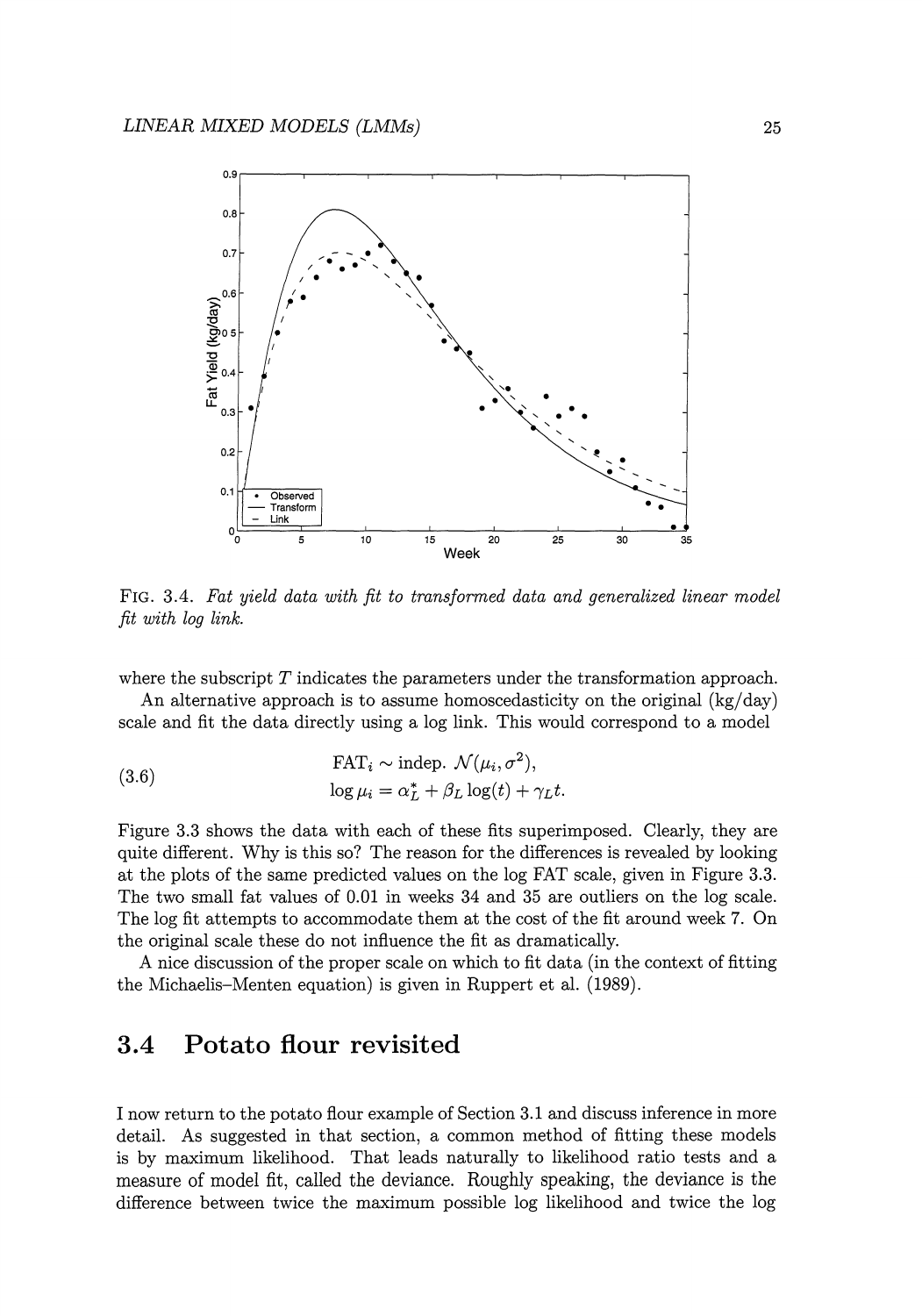FIG. 3.4. *Fat yield data with fit to transformed data and generalized linear model fit with log link.*

where the subscript $T$ indicates the parameters under the transformation approach.

An alternative approach is to assume homoscedasticity on the original (kg/day) scale and fit the data directly using a log link. This would correspond to a model

$$
\begin{aligned}
&\text{FAT}_i \sim \text{indep. } \mathcal{N}(\mu_i, \sigma^2), \\
&\log \mu_i = \alpha_L^* + \beta_L \log(t) + \gamma_L t.
\end{aligned} \tag{3.6}
$$

Figure 3.3 shows the data with each of these fits superimposed. Clearly, they are quite different. Why is this so? The reason for the differences is revealed by looking at the plots of the same predicted values on the log FAT scale, given in Figure 3.3. The two small fat values of 0.01 in weeks 34 and 35 are outliers on the log scale. The log fit attempts to accommodate them at the cost of the fit around week 7. On the original scale these do not influence the fit as dramatically.

A nice discussion of the proper scale on which to fit data (in the context of fitting the Michaelis–Menten equation) is given in Ruppert et al. (1989).

## 3.4 Potato flour revisited

I now return to the potato flour example of Section 3.1 and discuss inference in more detail. As suggested in that section, a common method of fitting these models is by maximum likelihood. That leads naturally to likelihood ratio tests and a measure of model fit, called the deviance. Roughly speaking, the deviance is the difference between twice the maximum possible log likelihood and twice the log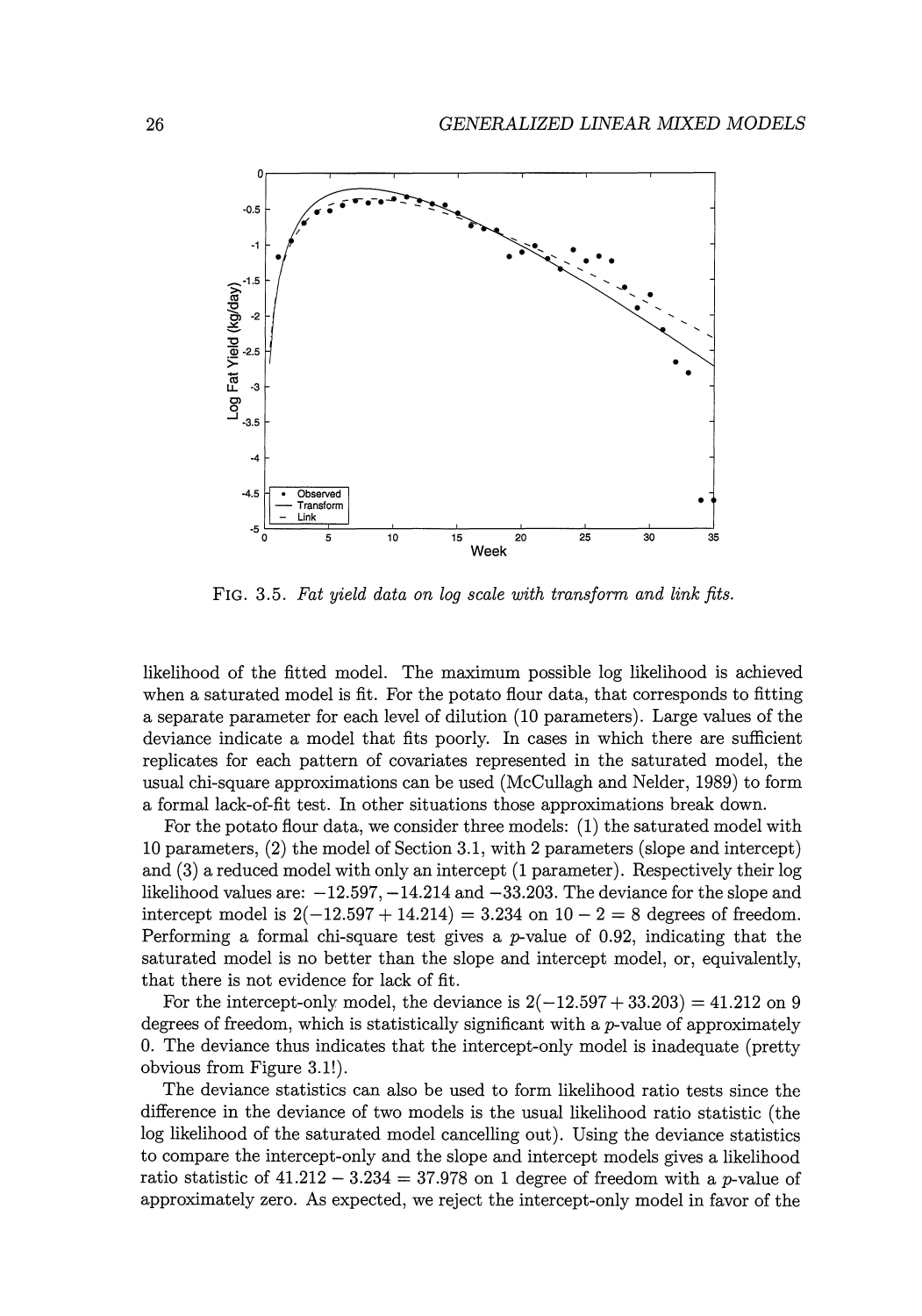FIG. 3.5. *Fat yield data on log scale with transform and link fits.*

likelihood of the fitted model. The maximum possible log likelihood is achieved when a saturated model is fit. For the potato flour data, that corresponds to fitting a separate parameter for each level of dilution (10 parameters). Large values of the deviance indicate a model that fits poorly. In cases in which there are sufficient replicates for each pattern of covariates represented in the saturated model, the usual chi-square approximations can be used (McCullagh and Nelder, 1989) to form a formal lack-of-fit test. In other situations those approximations break down.

For the potato flour data, we consider three models: (1) the saturated model with 10 parameters, (2) the model of Section 3.1, with 2 parameters (slope and intercept) and (3) a reduced model with only an intercept (1 parameter). Respectively their log likelihood values are: $-12.597, -14.214$ and $-33.203$. The deviance for the slope and intercept model is $2(-12.597 + 14.214) = 3.234$ on $10 - 2 = 8$ degrees of freedom. Performing a formal chi-square test gives a $p$-value of 0.92, indicating that the saturated model is no better than the slope and intercept model, or, equivalently, that there is not evidence for lack of fit.

For the intercept-only model, the deviance is $2(-12.597 + 33.203) = 41.212$ on 9 degrees of freedom, which is statistically significant with a $p$-value of approximately 0. The deviance thus indicates that the intercept-only model is inadequate (pretty obvious from Figure 3.1!).

The deviance statistics can also be used to form likelihood ratio tests since the difference in the deviance of two models is the usual likelihood ratio statistic (the log likelihood of the saturated model cancelling out). Using the deviance statistics to compare the intercept-only and the slope and intercept models gives a likelihood ratio statistic of $41.212 - 3.234 = 37.978$ on 1 degree of freedom with a $p$-value of approximately zero. As expected, we reject the intercept-only model in favor of the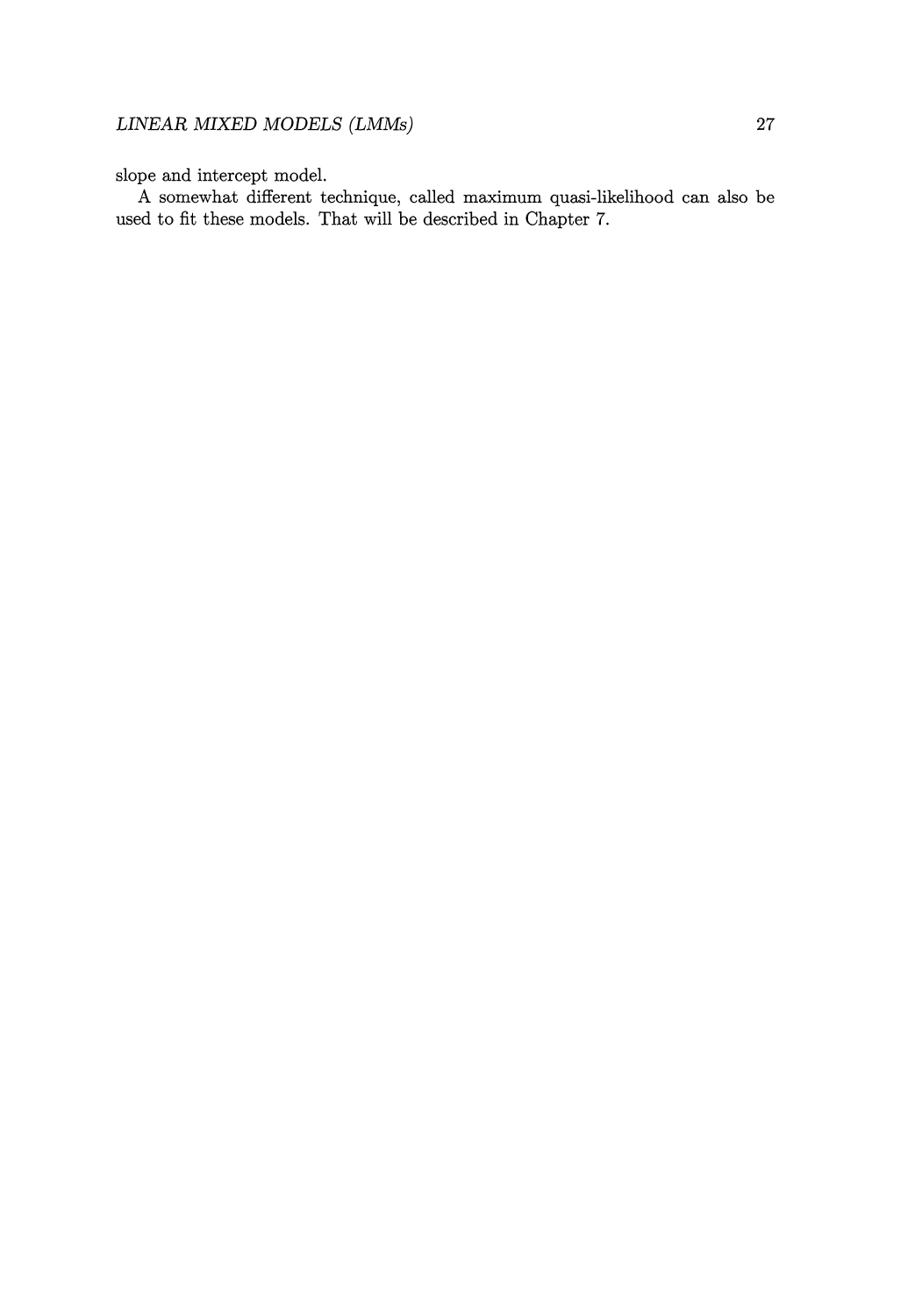slope and intercept model.

A somewhat different technique, called maximum quasi-likelihood can also be used to fit these models. That will be described in Chapter 7.